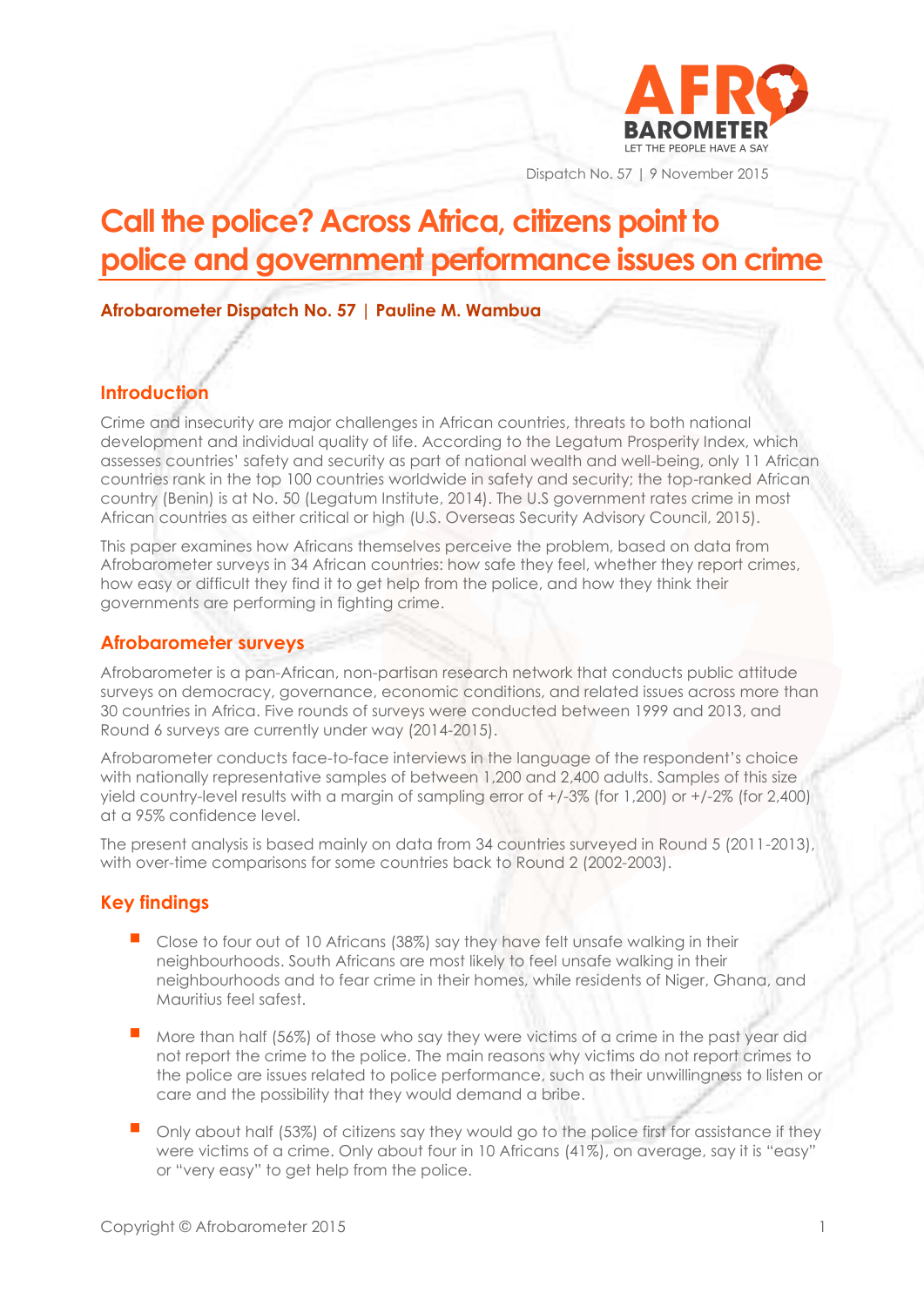Dispatch No. 57 | 9 November 2015

# Call the police? Across Africa, citizens point to police and government performance issues on crime

**Afrobarometer Dispatch No. 57 | Pauline M. Wambua**

## Introduction

Crime and insecurity are major challenges in African countries, threats to both national development and individual quality of life. According to the Legatum Prosperity Index, which assesses countries' safety and security as part of national wealth and well-being, only 11 African countries rank in the top 100 countries worldwide in safety and security; the top-ranked African country (Benin) is at No. 50 (Legatum Institute, 2014). The U.S government rates crime in most African countries as either critical or high (U.S. Overseas Security Advisory Council, 2015).

This paper examines how Africans themselves perceive the problem, based on data from Afrobarometer surveys in 34 African countries: how safe they feel, whether they report crimes, how easy or difficult they find it to get help from the police, and how they think their governments are performing in fighting crime.

## Afrobarometer surveys

Afrobarometer is a pan-African, non-partisan research network that conducts public attitude surveys on democracy, governance, economic conditions, and related issues across more than 30 countries in Africa. Five rounds of surveys were conducted between 1999 and 2013, and Round 6 surveys are currently under way (2014-2015).

Afrobarometer conducts face-to-face interviews in the language of the respondent's choice with nationally representative samples of between 1,200 and 2,400 adults. Samples of this size yield country-level results with a margin of sampling error of +/-3% (for 1,200) or +/-2% (for 2,400) at a 95% confidence level.

The present analysis is based mainly on data from 34 countries surveyed in Round 5 (2011-2013), with over-time comparisons for some countries back to Round 2 (2002-2003).

## Key findings

- Close to four out of 10 Africans (38%) say they have felt unsafe walking in their neighbourhoods. South Africans are most likely to feel unsafe walking in their neighbourhoods and to fear crime in their homes, while residents of Niger, Ghana, and Mauritius feel safest.
- More than half (56%) of those who say they were victims of a crime in the past year did not report the crime to the police. The main reasons why victims do not report crimes to the police are issues related to police performance, such as their unwillingness to listen or care and the possibility that they would demand a bribe.
- Only about half (53%) of citizens say they would go to the police first for assistance if they were victims of a crime. Only about four in 10 Africans (41%), on average, say it is "easy" or "very easy" to get help from the police.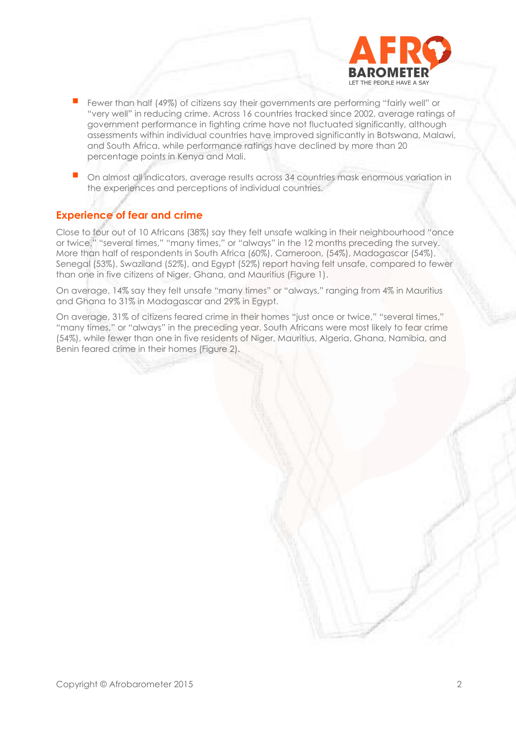- Fewer than half (49%) of citizens say their governments are performing "fairly well" or "very well" in reducing crime. Across 16 countries tracked since 2002, average ratings of government performance in fighting crime have not fluctuated significantly, although assessments within individual countries have improved significantly in Botswana, Malawi, and South Africa, while performance ratings have declined by more than 20 percentage points in Kenya and Mali.

- On almost all indicators, average results across 34 countries mask enormous variation in the experiences and perceptions of individual countries.

## Experience of fear and crime

Close to four out of 10 Africans (38%) say they felt unsafe walking in their neighbourhood "once or twice," "several times," "many times," or "always" in the 12 months preceding the survey. More than half of respondents in South Africa (60%), Cameroon, (54%), Madagascar (54%), Senegal (53%), Swaziland (52%), and Egypt (52%) report having felt unsafe, compared to fewer than one in five citizens of Niger, Ghana, and Mauritius (Figure 1).

On average, 14% say they felt unsafe "many times" or "always," ranging from 4% in Mauritius and Ghana to 31% in Madagascar and 29% in Egypt.

On average, 31% of citizens feared crime in their homes "just once or twice," "several times," "many times," or "always" in the preceding year. South Africans were most likely to fear crime (54%), while fewer than one in five residents of Niger, Mauritius, Algeria, Ghana, Namibia, and Benin feared crime in their homes (Figure 2).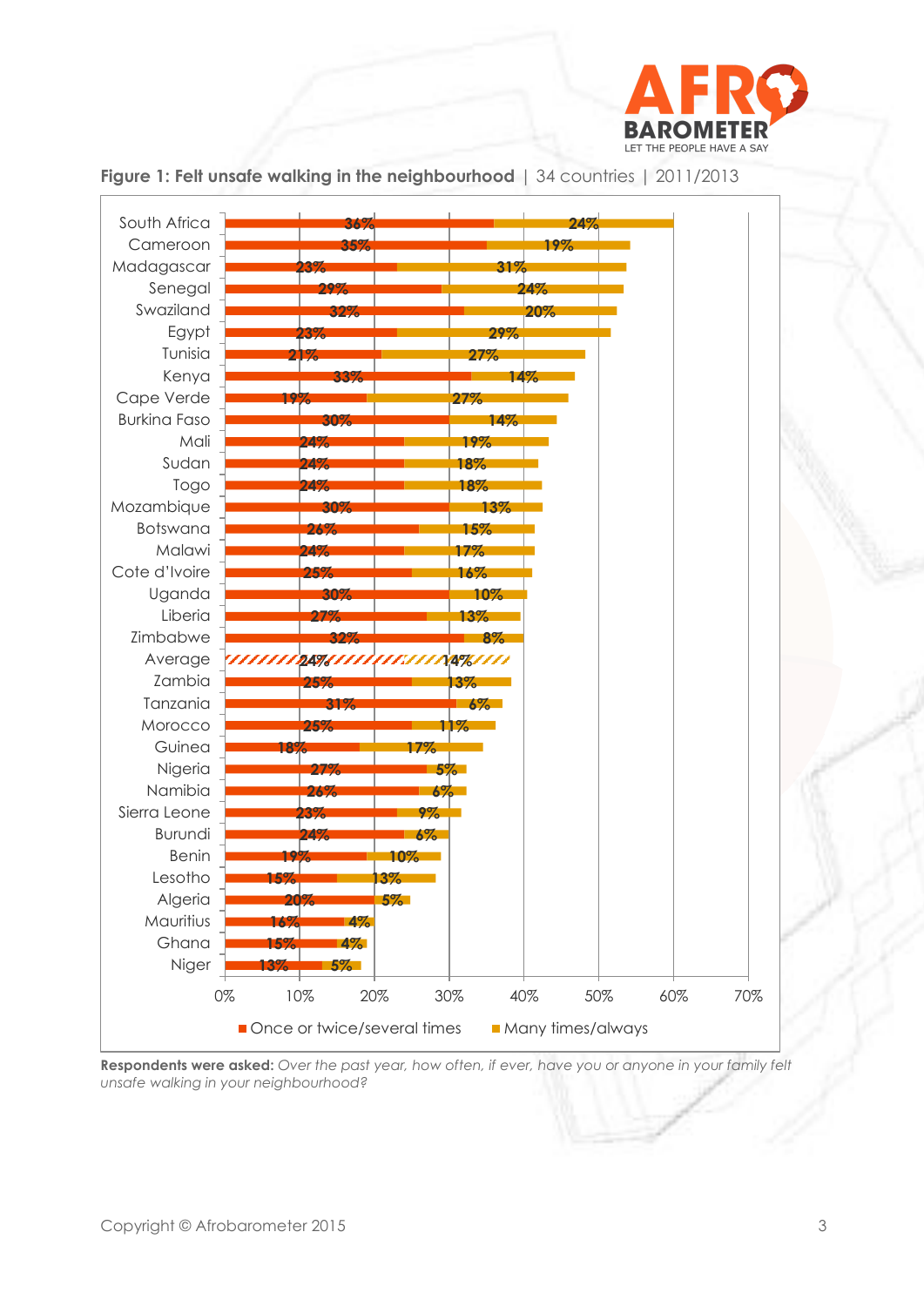**Figure 1: Felt unsafe walking in the neighbourhood** | 34 countries | 2011/2013

| Country | Once or twice/several times | Many times/always |
|---|---|---|
| South Africa | 36% | 24% |
| Cameroon | 35% | 19% |
| Madagascar | 23% | 31% |
| Senegal | 29% | 24% |
| Swaziland | 32% | 20% |
| Egypt | 23% | 29% |
| Tunisia | 21% | 27% |
| Kenya | 33% | 14% |
| Cape Verde | 19% | 27% |
| Burkina Faso | 30% | 14% |
| Mali | 24% | 19% |
| Sudan | 24% | 18% |
| Togo | 24% | 18% |
| Mozambique | 30% | 13% |
| Botswana | 26% | 15% |
| Malawi | 24% | 17% |
| Cote d'Ivoire | 25% | 16% |
| Uganda | 30% | 10% |
| Liberia | 27% | 13% |
| Zimbabwe | 32% | 8% |
| Average | 24% | 14% |
| Zambia | 25% | 13% |
| Tanzania | 31% | 6% |
| Morocco | 25% | 11% |
| Guinea | 18% | 17% |
| Nigeria | 27% | 5% |
| Namibia | 26% | 6% |
| Sierra Leone | 23% | 9% |
| Burundi | 24% | 6% |
| Benin | 19% | 10% |
| Lesotho | 15% | 13% |
| Algeria | 20% | 5% |
| Mauritius | 16% | 4% |
| Ghana | 15% | 4% |
| Niger | 13% | 5% |

**Respondents were asked:** *Over the past year, how often, if ever, have you or anyone in your family felt unsafe walking in your neighbourhood?*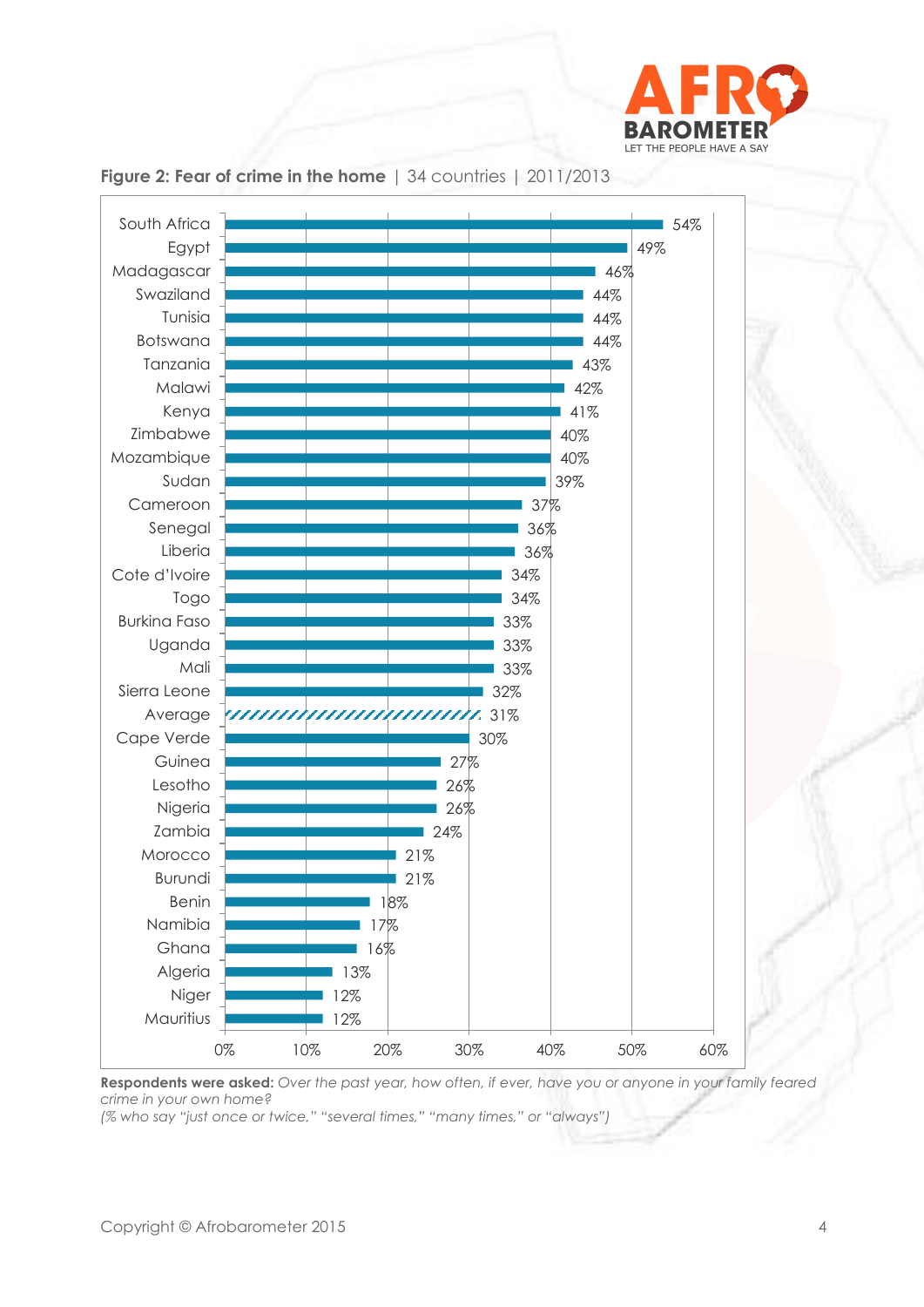**Figure 2: Fear of crime in the home** | 34 countries | 2011/2013

| Country | % |
|---|---|
| South Africa | 54% |
| Egypt | 49% |
| Madagascar | 46% |
| Swaziland | 44% |
| Tunisia | 44% |
| Botswana | 44% |
| Tanzania | 43% |
| Malawi | 42% |
| Kenya | 41% |
| Zimbabwe | 40% |
| Mozambique | 40% |
| Sudan | 39% |
| Cameroon | 37% |
| Senegal | 36% |
| Liberia | 36% |
| Cote d'Ivoire | 34% |
| Togo | 34% |
| Burkina Faso | 33% |
| Uganda | 33% |
| Mali | 33% |
| Sierra Leone | 32% |
| Average | 31% |
| Cape Verde | 30% |
| Guinea | 27% |
| Lesotho | 26% |
| Nigeria | 26% |
| Zambia | 24% |
| Morocco | 21% |
| Burundi | 21% |
| Benin | 18% |
| Namibia | 17% |
| Ghana | 16% |
| Algeria | 13% |
| Niger | 12% |
| Mauritius | 12% |

**Respondents were asked:** *Over the past year, how often, if ever, have you or anyone in your family feared crime in your own home?*
*(% who say "just once or twice," "several times," "many times," or "always")*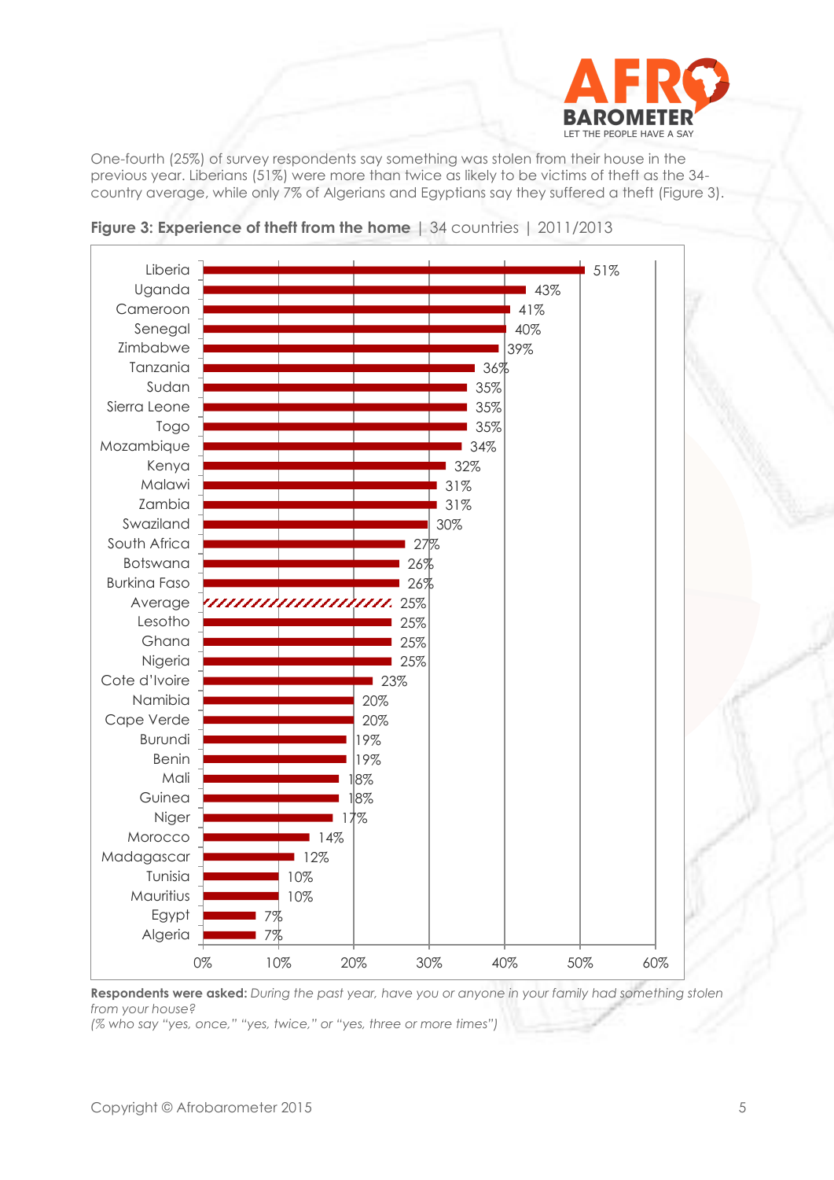One-fourth (25%) of survey respondents say something was stolen from their house in the previous year. Liberians (51%) were more than twice as likely to be victims of theft as the 34-country average, while only 7% of Algerians and Egyptians say they suffered a theft (Figure 3).

**Figure 3: Experience of theft from the home** | 34 countries | 2011/2013

| Country | % |
|---|---|
| Liberia | 51% |
| Uganda | 43% |
| Cameroon | 41% |
| Senegal | 40% |
| Zimbabwe | 39% |
| Tanzania | 36% |
| Sudan | 35% |
| Sierra Leone | 35% |
| Togo | 35% |
| Mozambique | 34% |
| Kenya | 32% |
| Malawi | 31% |
| Zambia | 31% |
| Swaziland | 30% |
| South Africa | 27% |
| Botswana | 26% |
| Burkina Faso | 26% |
| Average | 25% |
| Lesotho | 25% |
| Ghana | 25% |
| Nigeria | 25% |
| Cote d'Ivoire | 23% |
| Namibia | 20% |
| Cape Verde | 20% |
| Burundi | 19% |
| Benin | 19% |
| Mali | 18% |
| Guinea | 18% |
| Niger | 17% |
| Morocco | 14% |
| Madagascar | 12% |
| Tunisia | 10% |
| Mauritius | 10% |
| Egypt | 7% |
| Algeria | 7% |

**Respondents were asked:** *During the past year, have you or anyone in your family had something stolen from your house?*
*(% who say "yes, once," "yes, twice," or "yes, three or more times")*

Copyright © Afrobarometer 2015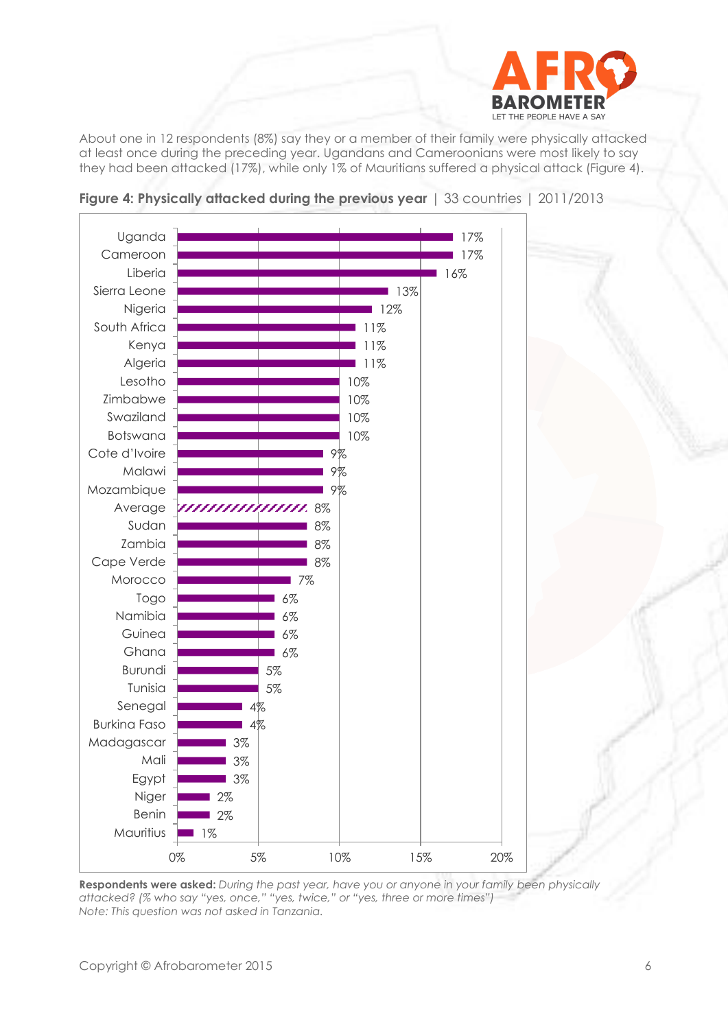About one in 12 respondents (8%) say they or a member of their family were physically attacked at least once during the preceding year. Ugandans and Cameroonians were most likely to say they had been attacked (17%), while only 1% of Mauritians suffered a physical attack (Figure 4).

**Figure 4: Physically attacked during the previous year** | 33 countries | 2011/2013

| Country | % |
| --- | --- |
| Uganda | 17% |
| Cameroon | 17% |
| Liberia | 16% |
| Sierra Leone | 13% |
| Nigeria | 12% |
| South Africa | 11% |
| Kenya | 11% |
| Algeria | 11% |
| Lesotho | 10% |
| Zimbabwe | 10% |
| Swaziland | 10% |
| Botswana | 10% |
| Cote d'Ivoire | 9% |
| Malawi | 9% |
| Mozambique | 9% |
| Average | 8% |
| Sudan | 8% |
| Zambia | 8% |
| Cape Verde | 8% |
| Morocco | 7% |
| Togo | 6% |
| Namibia | 6% |
| Guinea | 6% |
| Ghana | 6% |
| Burundi | 5% |
| Tunisia | 5% |
| Senegal | 4% |
| Burkina Faso | 4% |
| Madagascar | 3% |
| Mali | 3% |
| Egypt | 3% |
| Niger | 2% |
| Benin | 2% |
| Mauritius | 1% |

**Respondents were asked:** *During the past year, have you or anyone in your family been physically attacked? (% who say "yes, once," "yes, twice," or "yes, three or more times")*
*Note: This question was not asked in Tanzania.*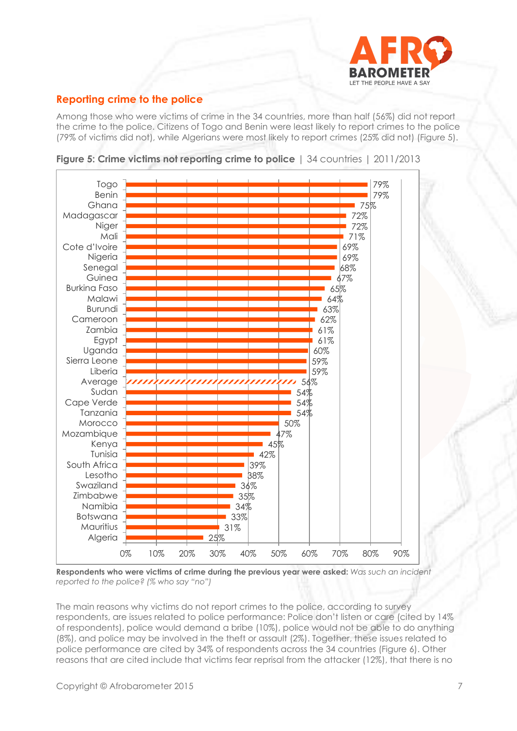## Reporting crime to the police

Among those who were victims of crime in the 34 countries, more than half (56%) did not report the crime to the police. Citizens of Togo and Benin were least likely to report crimes to the police (79% of victims did not), while Algerians were most likely to report crimes (25% did not) (Figure 5).

**Figure 5: Crime victims not reporting crime to police** | 34 countries | 2011/2013

| Country | % |
|---|---|
| Togo | 79% |
| Benin | 79% |
| Ghana | 75% |
| Madagascar | 72% |
| Niger | 72% |
| Mali | 71% |
| Cote d'Ivoire | 69% |
| Nigeria | 69% |
| Senegal | 68% |
| Guinea | 67% |
| Burkina Faso | 65% |
| Malawi | 64% |
| Burundi | 63% |
| Cameroon | 62% |
| Zambia | 61% |
| Egypt | 61% |
| Uganda | 60% |
| Sierra Leone | 59% |
| Liberia | 59% |
| Average | 56% |
| Sudan | 54% |
| Cape Verde | 54% |
| Tanzania | 54% |
| Morocco | 50% |
| Mozambique | 47% |
| Kenya | 45% |
| Tunisia | 42% |
| South Africa | 39% |
| Lesotho | 38% |
| Swaziland | 36% |
| Zimbabwe | 35% |
| Namibia | 34% |
| Botswana | 33% |
| Mauritius | 31% |
| Algeria | 25% |

**Respondents who were victims of crime during the previous year were asked:** *Was such an incident reported to the police? (% who say "no")*

The main reasons why victims do not report crimes to the police, according to survey respondents, are issues related to police performance: Police don't listen or care (cited by 14% of respondents), police would demand a bribe (10%), police would not be able to do anything (8%), and police may be involved in the theft or assault (2%). Together, these issues related to police performance are cited by 34% of respondents across the 34 countries (Figure 6). Other reasons that are cited include that victims fear reprisal from the attacker (12%), that there is no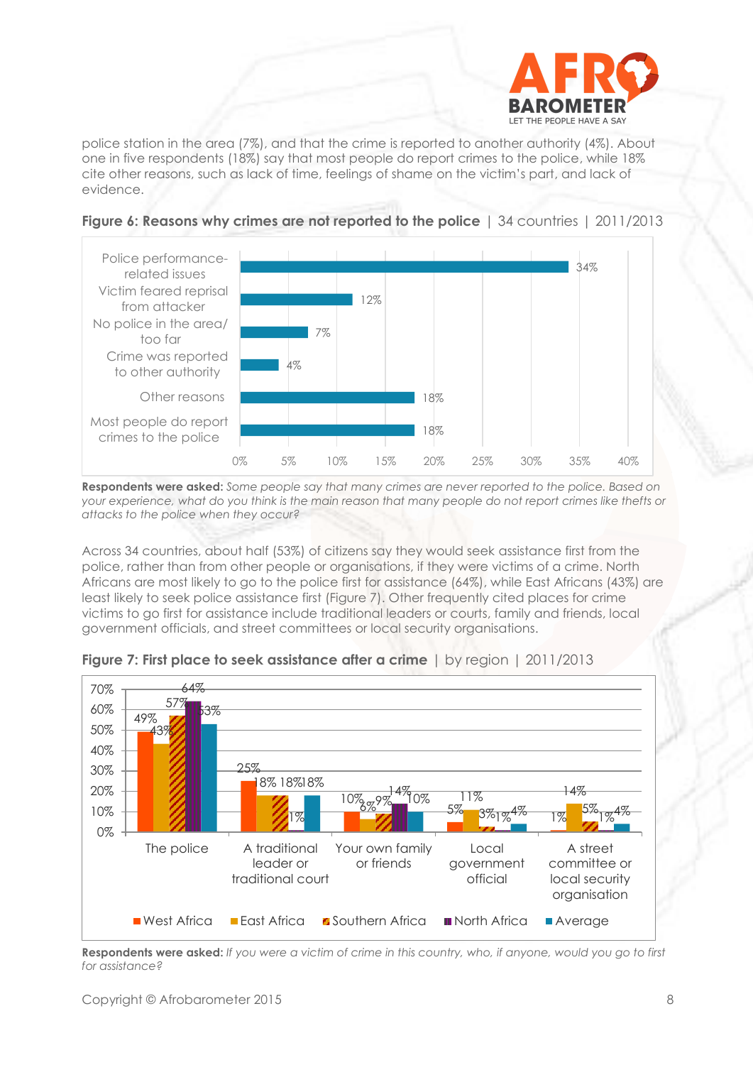police station in the area (7%), and that the crime is reported to another authority (4%). About one in five respondents (18%) say that most people do report crimes to the police, while 18% cite other reasons, such as lack of time, feelings of shame on the victim's part, and lack of evidence.

**Figure 6: Reasons why crimes are not reported to the police** | 34 countries | 2011/2013

| Reason | % |
|---|---|
| Police performance-related issues | 34% |
| Victim feared reprisal from attacker | 12% |
| No police in the area/ too far | 7% |
| Crime was reported to other authority | 4% |
| Other reasons | 18% |
| Most people do report crimes to the police | 18% |

**Respondents were asked:** *Some people say that many crimes are never reported to the police. Based on your experience, what do you think is the main reason that many people do not report crimes like thefts or attacks to the police when they occur?*

Across 34 countries, about half (53%) of citizens say they would seek assistance first from the police, rather than from other people or organisations, if they were victims of a crime. North Africans are most likely to go to the police first for assistance (64%), while East Africans (43%) are least likely to seek police assistance first (Figure 7). Other frequently cited places for crime victims to go first for assistance include traditional leaders or courts, family and friends, local government officials, and street committees or local security organisations.

**Figure 7: First place to seek assistance after a crime** | by region | 2011/2013

| | West Africa | East Africa | Southern Africa | North Africa | Average |
|---|---|---|---|---|---|
| The police | 49% | 43% | 57% | 64% | 53% |
| A traditional leader or traditional court | 25% | 18% | 18% | 1% | 18% |
| Your own family or friends | 10% | 6% | 9% | 14% | 10% |
| Local government official | 5% | 11% | 3% | 1% | 4% |
| A street committee or local security organisation | 1% | 14% | 5% | 1% | 4% |

**Respondents were asked:** *If you were a victim of crime in this country, who, if anyone, would you go to first for assistance?*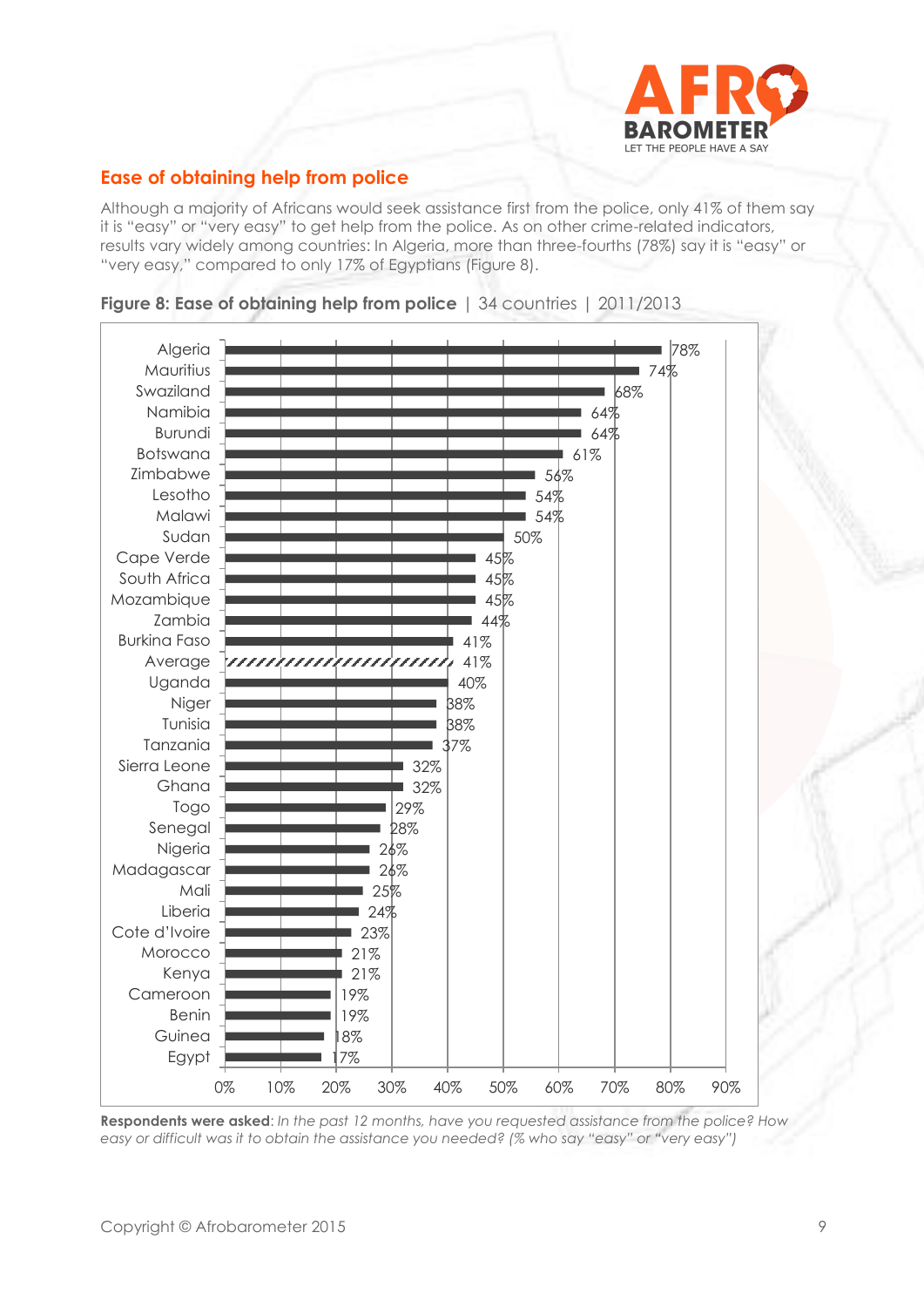## Ease of obtaining help from police

Although a majority of Africans would seek assistance first from the police, only 41% of them say it is "easy" or "very easy" to get help from the police. As on other crime-related indicators, results vary widely among countries: In Algeria, more than three-fourths (78%) say it is "easy" or "very easy," compared to only 17% of Egyptians (Figure 8).

**Figure 8: Ease of obtaining help from police** | 34 countries | 2011/2013

| Country | % |
|---|---|
| Algeria | 78% |
| Mauritius | 74% |
| Swaziland | 68% |
| Namibia | 64% |
| Burundi | 64% |
| Botswana | 61% |
| Zimbabwe | 56% |
| Lesotho | 54% |
| Malawi | 54% |
| Sudan | 50% |
| Cape Verde | 45% |
| South Africa | 45% |
| Mozambique | 45% |
| Zambia | 44% |
| Burkina Faso | 41% |
| Average | 41% |
| Uganda | 40% |
| Niger | 38% |
| Tunisia | 38% |
| Tanzania | 37% |
| Sierra Leone | 32% |
| Ghana | 32% |
| Togo | 29% |
| Senegal | 28% |
| Nigeria | 26% |
| Madagascar | 26% |
| Mali | 25% |
| Liberia | 24% |
| Cote d'Ivoire | 23% |
| Morocco | 21% |
| Kenya | 21% |
| Cameroon | 19% |
| Benin | 19% |
| Guinea | 18% |
| Egypt | 17% |

**Respondents were asked**: *In the past 12 months, have you requested assistance from the police? How easy or difficult was it to obtain the assistance you needed? (% who say "easy" or "very easy")*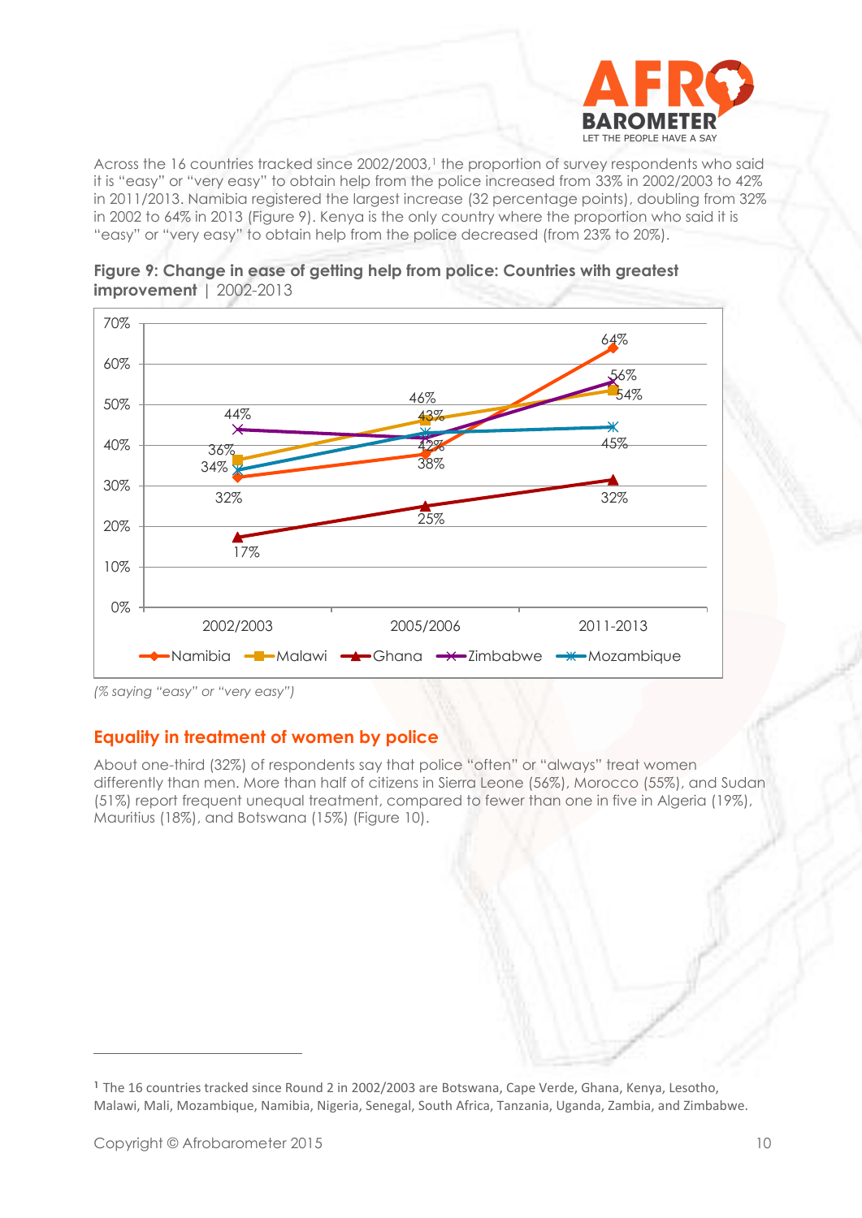Across the 16 countries tracked since 2002/2003,[1] the proportion of survey respondents who said it is "easy" or "very easy" to obtain help from the police increased from 33% in 2002/2003 to 42% in 2011/2013. Namibia registered the largest increase (32 percentage points), doubling from 32% in 2002 to 64% in 2013 (Figure 9). Kenya is the only country where the proportion who said it is "easy" or "very easy" to obtain help from the police decreased (from 23% to 20%).

**Figure 9: Change in ease of getting help from police: Countries with greatest improvement** | 2002-2013

| Country | 2002/2003 | 2005/2006 | 2011-2013 |
|---|---|---|---|
| Namibia | 32% | 38% | 64% |
| Malawi | 36% | 46% | 54% |
| Ghana | 17% | 25% | 32% |
| Zimbabwe | 44% | 42% | 56% |
| Mozambique | 34% | 43% | 45% |

*(% saying "easy" or "very easy")*

## Equality in treatment of women by police

About one-third (32%) of respondents say that police "often" or "always" treat women differently than men. More than half of citizens in Sierra Leone (56%), Morocco (55%), and Sudan (51%) report frequent unequal treatment, compared to fewer than one in five in Algeria (19%), Mauritius (18%), and Botswana (15%) (Figure 10).

---

[1] The 16 countries tracked since Round 2 in 2002/2003 are Botswana, Cape Verde, Ghana, Kenya, Lesotho, Malawi, Mali, Mozambique, Namibia, Nigeria, Senegal, South Africa, Tanzania, Uganda, Zambia, and Zimbabwe.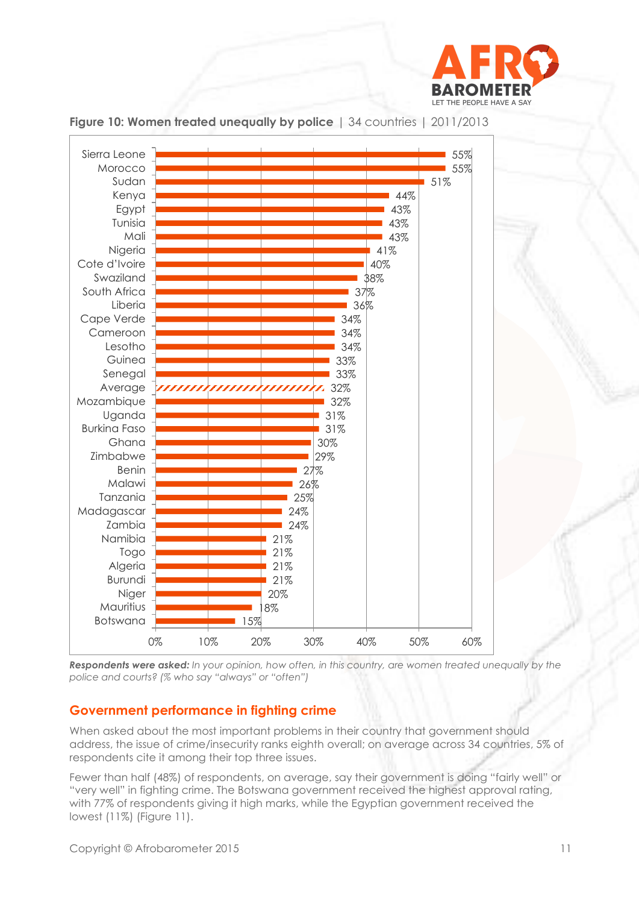**Figure 10: Women treated unequally by police** | 34 countries | 2011/2013

| Country | % |
|---|---|
| Sierra Leone | 55% |
| Morocco | 55% |
| Sudan | 51% |
| Kenya | 44% |
| Egypt | 43% |
| Tunisia | 43% |
| Mali | 43% |
| Nigeria | 41% |
| Cote d'Ivoire | 40% |
| Swaziland | 38% |
| South Africa | 37% |
| Liberia | 36% |
| Cape Verde | 34% |
| Cameroon | 34% |
| Lesotho | 34% |
| Guinea | 33% |
| Senegal | 33% |
| Average | 32% |
| Mozambique | 32% |
| Uganda | 31% |
| Burkina Faso | 31% |
| Ghana | 30% |
| Zimbabwe | 29% |
| Benin | 27% |
| Malawi | 26% |
| Tanzania | 25% |
| Madagascar | 24% |
| Zambia | 24% |
| Namibia | 21% |
| Togo | 21% |
| Algeria | 21% |
| Burundi | 21% |
| Niger | 20% |
| Mauritius | 18% |
| Botswana | 15% |

***Respondents were asked:*** *In your opinion, how often, in this country, are women treated unequally by the police and courts? (% who say "always" or "often")*

## Government performance in fighting crime

When asked about the most important problems in their country that government should address, the issue of crime/insecurity ranks eighth overall; on average across 34 countries, 5% of respondents cite it among their top three issues.

Fewer than half (48%) of respondents, on average, say their government is doing "fairly well" or "very well" in fighting crime. The Botswana government received the highest approval rating, with 77% of respondents giving it high marks, while the Egyptian government received the lowest (11%) (Figure 11).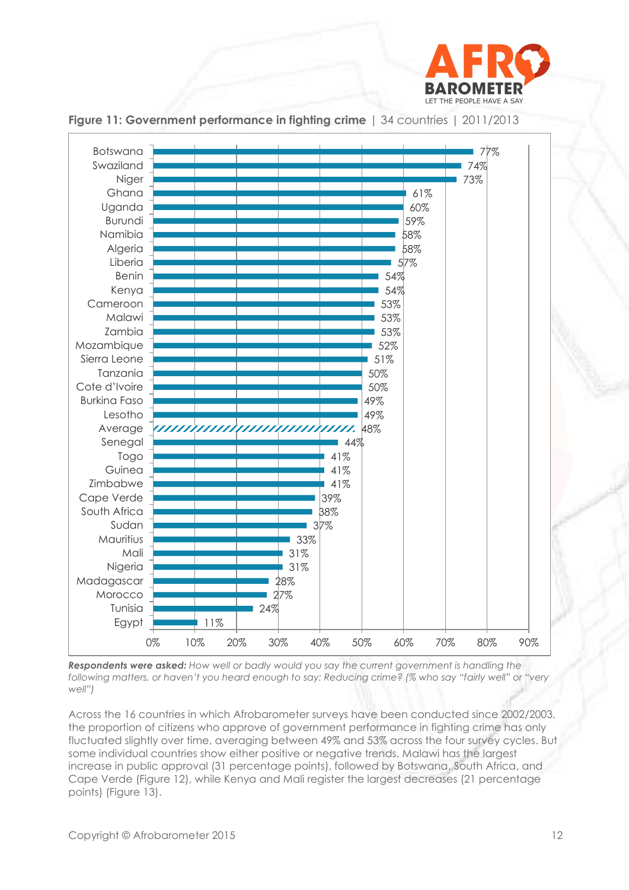**Figure 11: Government performance in fighting crime** | 34 countries | 2011/2013

| Country | % |
|---|---|
| Botswana | 77% |
| Swaziland | 74% |
| Niger | 73% |
| Ghana | 61% |
| Uganda | 60% |
| Burundi | 59% |
| Namibia | 58% |
| Algeria | 58% |
| Liberia | 57% |
| Benin | 54% |
| Kenya | 54% |
| Cameroon | 53% |
| Malawi | 53% |
| Zambia | 53% |
| Mozambique | 52% |
| Sierra Leone | 51% |
| Tanzania | 50% |
| Cote d'Ivoire | 50% |
| Burkina Faso | 49% |
| Lesotho | 49% |
| Average | 48% |
| Senegal | 44% |
| Togo | 41% |
| Guinea | 41% |
| Zimbabwe | 41% |
| Cape Verde | 39% |
| South Africa | 38% |
| Sudan | 37% |
| Mauritius | 33% |
| Mali | 31% |
| Nigeria | 31% |
| Madagascar | 28% |
| Morocco | 27% |
| Tunisia | 24% |
| Egypt | 11% |

***Respondents were asked:*** *How well or badly would you say the current government is handling the following matters, or haven't you heard enough to say: Reducing crime? (% who say "fairly well" or "very well")*

Across the 16 countries in which Afrobarometer surveys have been conducted since 2002/2003, the proportion of citizens who approve of government performance in fighting crime has only fluctuated slightly over time, averaging between 49% and 53% across the four survey cycles. But some individual countries show either positive or negative trends. Malawi has the largest increase in public approval (31 percentage points), followed by Botswana, South Africa, and Cape Verde (Figure 12), while Kenya and Mali register the largest decreases (21 percentage points) (Figure 13).

Copyright © Afrobarometer 2015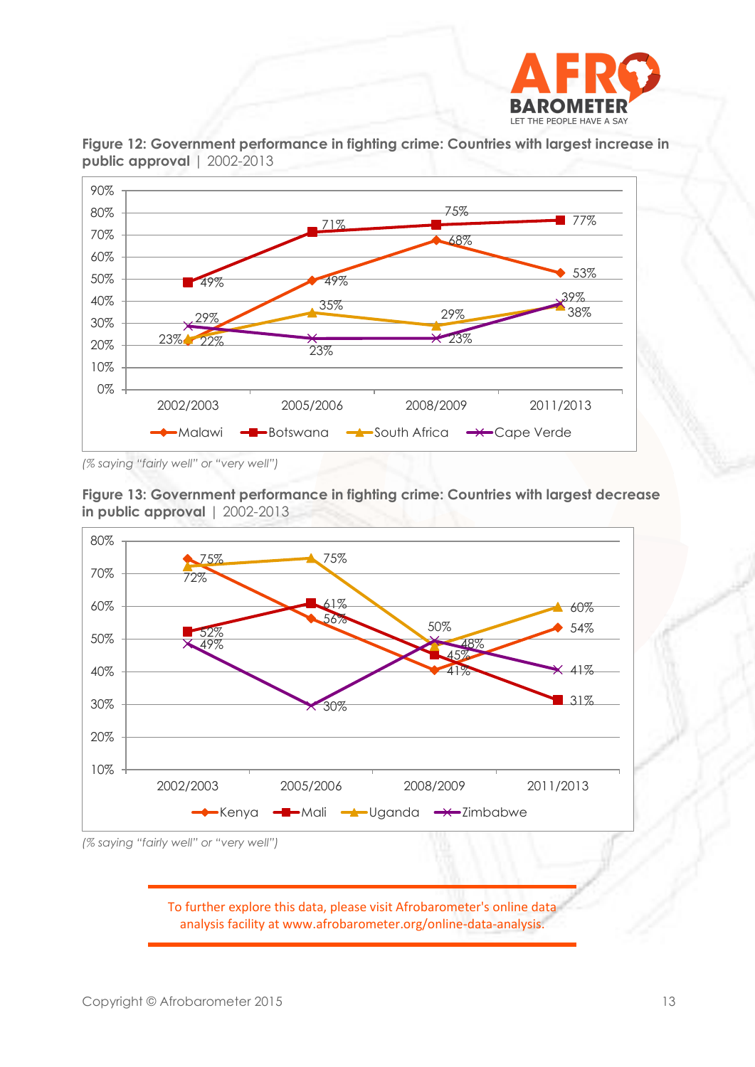**Figure 12: Government performance in fighting crime: Countries with largest increase in public approval** | 2002-2013

| | 2002/2003 | 2005/2006 | 2008/2009 | 2011/2013 |
|---|---|---|---|---|
| Malawi | 22% | 49% | 68% | 53% |
| Botswana | 49% | 71% | 75% | 77% |
| South Africa | 23% | 35% | 29% | 38% |
| Cape Verde | 29% | 23% | 23% | 39% |

*(% saying "fairly well" or "very well")*

**Figure 13: Government performance in fighting crime: Countries with largest decrease in public approval** | 2002-2013

| | 2002/2003 | 2005/2006 | 2008/2009 | 2011/2013 |
|---|---|---|---|---|
| Kenya | 75% | 56% | 41% | 54% |
| Mali | 52% | 61% | 45% | 31% |
| Uganda | 72% | 75% | 48% | 60% |
| Zimbabwe | 49% | 30% | 50% | 41% |

*(% saying "fairly well" or "very well")*

To further explore this data, please visit Afrobarometer's online data analysis facility at www.afrobarometer.org/online-data-analysis.

Copyright © Afrobarometer 2015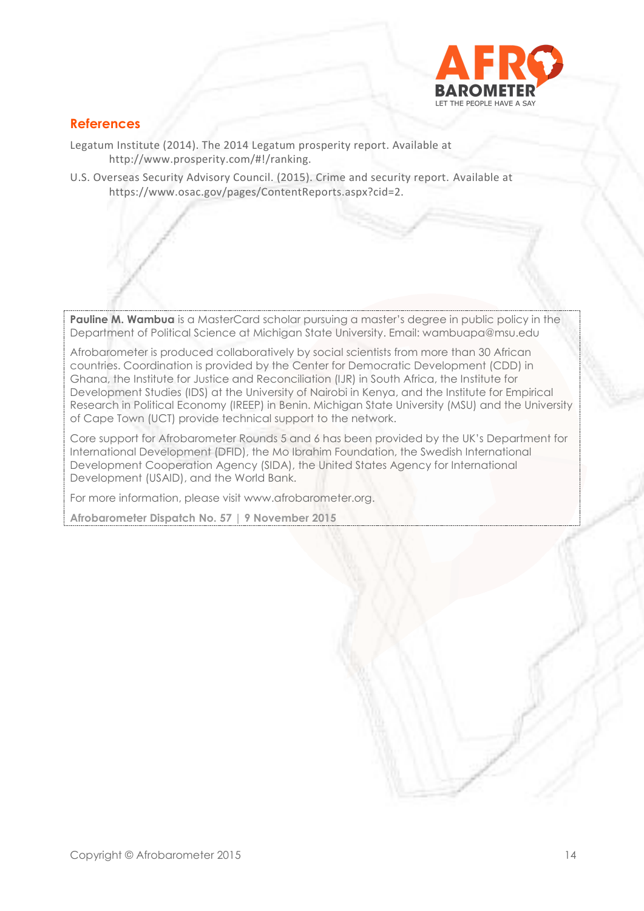## References

Legatum Institute (2014). The 2014 Legatum prosperity report. Available at http://www.prosperity.com/#!/ranking.

U.S. Overseas Security Advisory Council. (2015). Crime and security report. Available at https://www.osac.gov/pages/ContentReports.aspx?cid=2.

**Pauline M. Wambua** is a MasterCard scholar pursuing a master's degree in public policy in the Department of Political Science at Michigan State University. Email: wambuapa@msu.edu

Afrobarometer is produced collaboratively by social scientists from more than 30 African countries. Coordination is provided by the Center for Democratic Development (CDD) in Ghana, the Institute for Justice and Reconciliation (IJR) in South Africa, the Institute for Development Studies (IDS) at the University of Nairobi in Kenya, and the Institute for Empirical Research in Political Economy (IREEP) in Benin. Michigan State University (MSU) and the University of Cape Town (UCT) provide technical support to the network.

Core support for Afrobarometer Rounds 5 and 6 has been provided by the UK's Department for International Development (DFID), the Mo Ibrahim Foundation, the Swedish International Development Cooperation Agency (SIDA), the United States Agency for International Development (USAID), and the World Bank.

For more information, please visit www.afrobarometer.org.

**Afrobarometer Dispatch No. 57 | 9 November 2015**